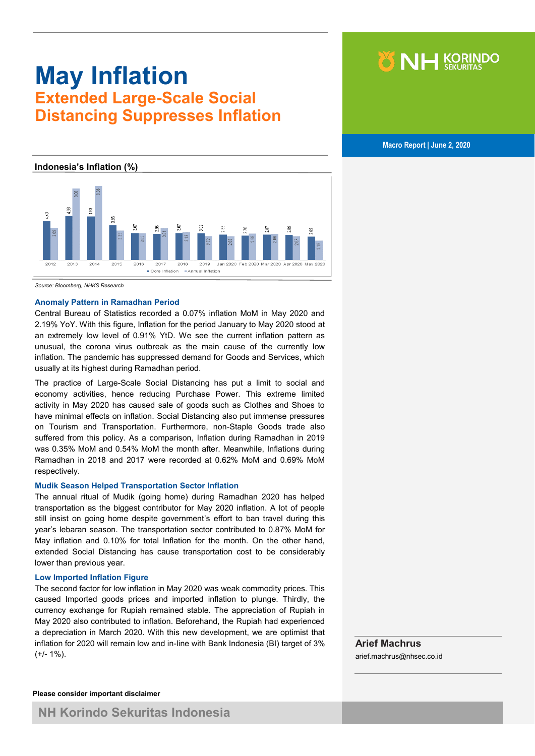# May Inflation

## Extended Large-Scale Social Distancing Suppresses Inflation

Macro Report | June 2, 2020

**Indonesia's Inflation (%)**

| | 2012 | 2013 | 2014 | 2015 | 2016 | 2017 | 2018 | 2019 | Jan 2020 | Feb 2020 | Mar 2020 | Apr 2020 | May 2020 |
|---|---|---|---|---|---|---|---|---|---|---|---|---|---|
| Core Inflation | 4.40 | 4.98 | 4.93 | 3.95 | 3.07 | 2.95 | 3.07 | 3.02 | 2.88 | 2.76 | 2.87 | 2.85 | 2.65 |
| Annual Inflation | 3.66 | 8.08 | 8.36 | 3.35 | 3.02 | 3.61 | 3.13 | 2.72 | 2.68 | 2.98 | 2.96 | 2.67 | 2.19 |

*Source: Bloomberg, NHKS Research*

### Anomaly Pattern in Ramadhan Period

Central Bureau of Statistics recorded a 0.07% inflation MoM in May 2020 and 2.19% YoY. With this figure, Inflation for the period January to May 2020 stood at an extremely low level of 0.91% YtD. We see the current inflation pattern as unusual, the corona virus outbreak as the main cause of the currently low inflation. The pandemic has suppressed demand for Goods and Services, which usually at its highest during Ramadhan period.

The practice of Large-Scale Social Distancing has put a limit to social and economy activities, hence reducing Purchase Power. This extreme limited activity in May 2020 has caused sale of goods such as Clothes and Shoes to have minimal effects on inflation. Social Distancing also put immense pressures on Tourism and Transportation. Furthermore, non-Staple Goods trade also suffered from this policy. As a comparison, Inflation during Ramadhan in 2019 was 0.35% MoM and 0.54% MoM the month after. Meanwhile, Inflations during Ramadhan in 2018 and 2017 were recorded at 0.62% MoM and 0.69% MoM respectively.

### Mudik Season Helped Transportation Sector Inflation

The annual ritual of Mudik (going home) during Ramadhan 2020 has helped transportation as the biggest contributor for May 2020 inflation. A lot of people still insist on going home despite government's effort to ban travel during this year's lebaran season. The transportation sector contributed to 0.87% MoM for May inflation and 0.10% for total Inflation for the month. On the other hand, extended Social Distancing has cause transportation cost to be considerably lower than previous year.

### Low Imported Inflation Figure

The second factor for low inflation in May 2020 was weak commodity prices. This caused Imported goods prices and imported inflation to plunge. Thirdly, the currency exchange for Rupiah remained stable. The appreciation of Rupiah in May 2020 also contributed to inflation. Beforehand, the Rupiah had experienced a depreciation in March 2020. With this new development, we are optimist that inflation for 2020 will remain low and in-line with Bank Indonesia (BI) target of 3% (+/- 1%).

**Arief Machrus**
arief.machrus@nhsec.co.id

**Please consider important disclaimer**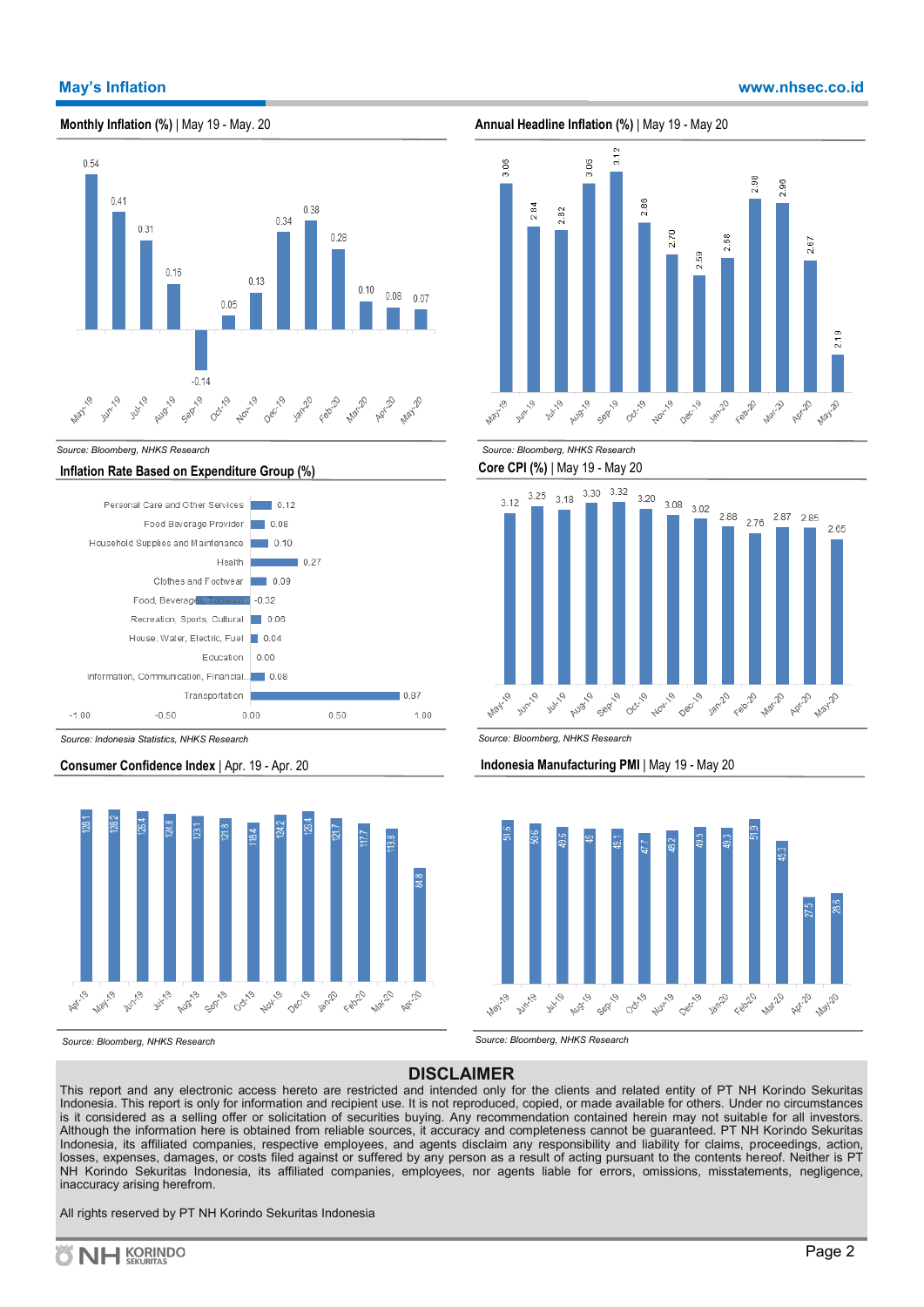## May's Inflation

www.nhsec.co.id

**Monthly Inflation (%)** | May 19 - May. 20

0.54
0.41
0.31
0.16
-0.14
0.05
0.13
0.34
0.38
0.28
0.10
0.08
0.07

May-19 Jun-19 Jul-19 Aug-19 Sep-19 Oct-19 Nov-19 Dec-19 Jan-20 Feb-20 Mar-20 Apr-20 May-20

*Source: Bloomberg, NHKS Research*

**Annual Headline Inflation (%)** | May 19 - May 20

3.06
2.84
2.82
3.06
3.12
2.86
2.70
2.59
2.68
2.98
2.96
2.67
2.19

May-19 Jun-19 Jul-19 Aug-19 Sep-19 Oct-19 Nov-19 Dec-19 Jan-20 Feb-20 Mar-20 Apr-20 May-20

*Source: Bloomberg, NHKS Research*

**Inflation Rate Based on Expenditure Group (%)**

Personal Care and Other Services 0.12
Food Beverage Provider 0.08
Household Supplies and Maintenance 0.10
Health 0.27
Clothes and Footwear 0.09
Food, Beverage, Tobacco -0.32
Recreation, Sports, Cultural 0.06
House, Water, Electric, Fuel 0.04
Education 0.00
Information, Communication, Financial... 0.08
Transportation 0.87

-1.00 -0.50 0.00 0.50 1.00

*Source: Indonesia Statistics, NHKS Research*

**Core CPI (%)** | May 19 - May 20

3.12
3.25
3.18
3.30
3.32
3.20
3.08
3.02
2.88
2.76
2.87
2.85
2.65

May-19 Jun-19 Jul-19 Aug-19 Sep-19 Oct-19 Nov-19 Dec-19 Jan-20 Feb-20 Mar-20 Apr-20 May-20

*Source: Bloomberg, NHKS Research*

**Consumer Confidence Index** | Apr. 19 - Apr. 20

128.1
128.2
126.4
124.8
123.1
121.8
118.4
124.2
126.4
121.7
117.7
113.8
84.8

Apr-19 May-19 Jun-19 Jul-19 Aug-19 Sep-19 Oct-19 Nov-19 Dec-19 Jan-20 Feb-20 Mar-20 Apr-20

*Source: Bloomberg, NHKS Research*

**Indonesia Manufacturing PMI** | May 19 - May 20

51.6
50.6
49.6
49
49.1
47.7
48.2
49.5
49.3
51.9
45.3
27.5
28.6

May-19 Jun-19 Jul-19 Aug-19 Sep-19 Oct-19 Nov-19 Dec-19 Jan-20 Feb-20 Mar-20 Apr-20 May-20

*Source: Bloomberg, NHKS Research*

## DISCLAIMER

This report and any electronic access hereto are restricted and intended only for the clients and related entity of PT NH Korindo Sekuritas Indonesia. This report is only for information and recipient use. It is not reproduced, copied, or made available for others. Under no circumstances is it considered as a selling offer or solicitation of securities buying. Any recommendation contained herein may not suitable for all investors. Although the information here is obtained from reliable sources, it accuracy and completeness cannot be guaranteed. PT NH Korindo Sekuritas Indonesia, its affiliated companies, respective employees, and agents disclaim any responsibility and liability for claims, proceedings, action, losses, expenses, damages, or costs filed against or suffered by any person as a result of acting pursuant to the contents hereof. Neither is PT NH Korindo Sekuritas Indonesia, its affiliated companies, employees, nor agents liable for errors, omissions, misstatements, negligence, inaccuracy arising herefrom.

All rights reserved by PT NH Korindo Sekuritas Indonesia